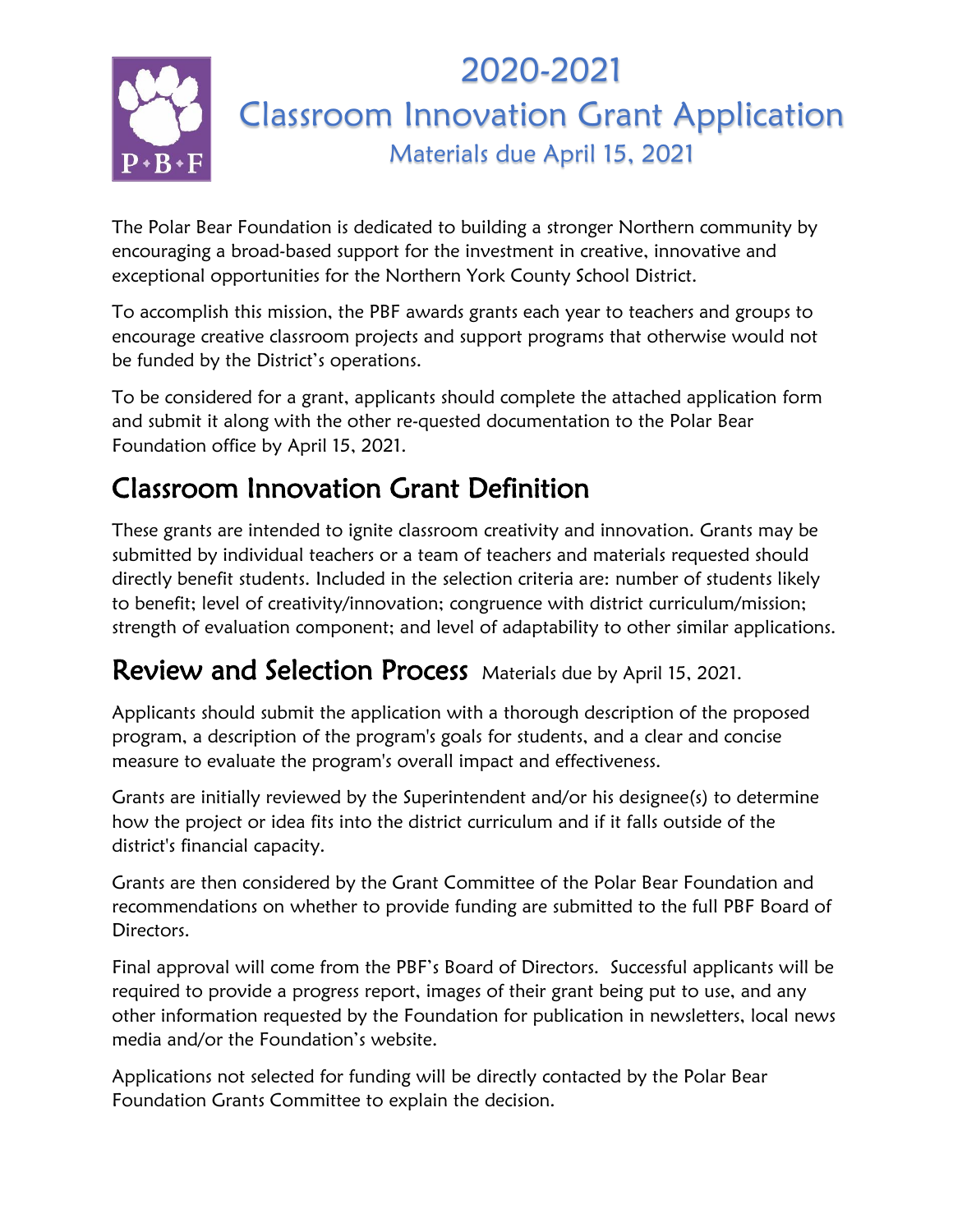# 2020-2021
# Classroom Innovation Grant Application
## Materials due April 15, 2021

The Polar Bear Foundation is dedicated to building a stronger Northern community by encouraging a broad-based support for the investment in creative, innovative and exceptional opportunities for the Northern York County School District.

To accomplish this mission, the PBF awards grants each year to teachers and groups to encourage creative classroom projects and support programs that otherwise would not be funded by the District's operations.

To be considered for a grant, applicants should complete the attached application form and submit it along with the other re-quested documentation to the Polar Bear Foundation office by April 15, 2021.

## Classroom Innovation Grant Definition

These grants are intended to ignite classroom creativity and innovation. Grants may be submitted by individual teachers or a team of teachers and materials requested should directly benefit students. Included in the selection criteria are: number of students likely to benefit; level of creativity/innovation; congruence with district curriculum/mission; strength of evaluation component; and level of adaptability to other similar applications.

## Review and Selection Process

Materials due by April 15, 2021.

Applicants should submit the application with a thorough description of the proposed program, a description of the program's goals for students, and a clear and concise measure to evaluate the program's overall impact and effectiveness.

Grants are initially reviewed by the Superintendent and/or his designee(s) to determine how the project or idea fits into the district curriculum and if it falls outside of the district's financial capacity.

Grants are then considered by the Grant Committee of the Polar Bear Foundation and recommendations on whether to provide funding are submitted to the full PBF Board of Directors.

Final approval will come from the PBF's Board of Directors. Successful applicants will be required to provide a progress report, images of their grant being put to use, and any other information requested by the Foundation for publication in newsletters, local news media and/or the Foundation's website.

Applications not selected for funding will be directly contacted by the Polar Bear Foundation Grants Committee to explain the decision.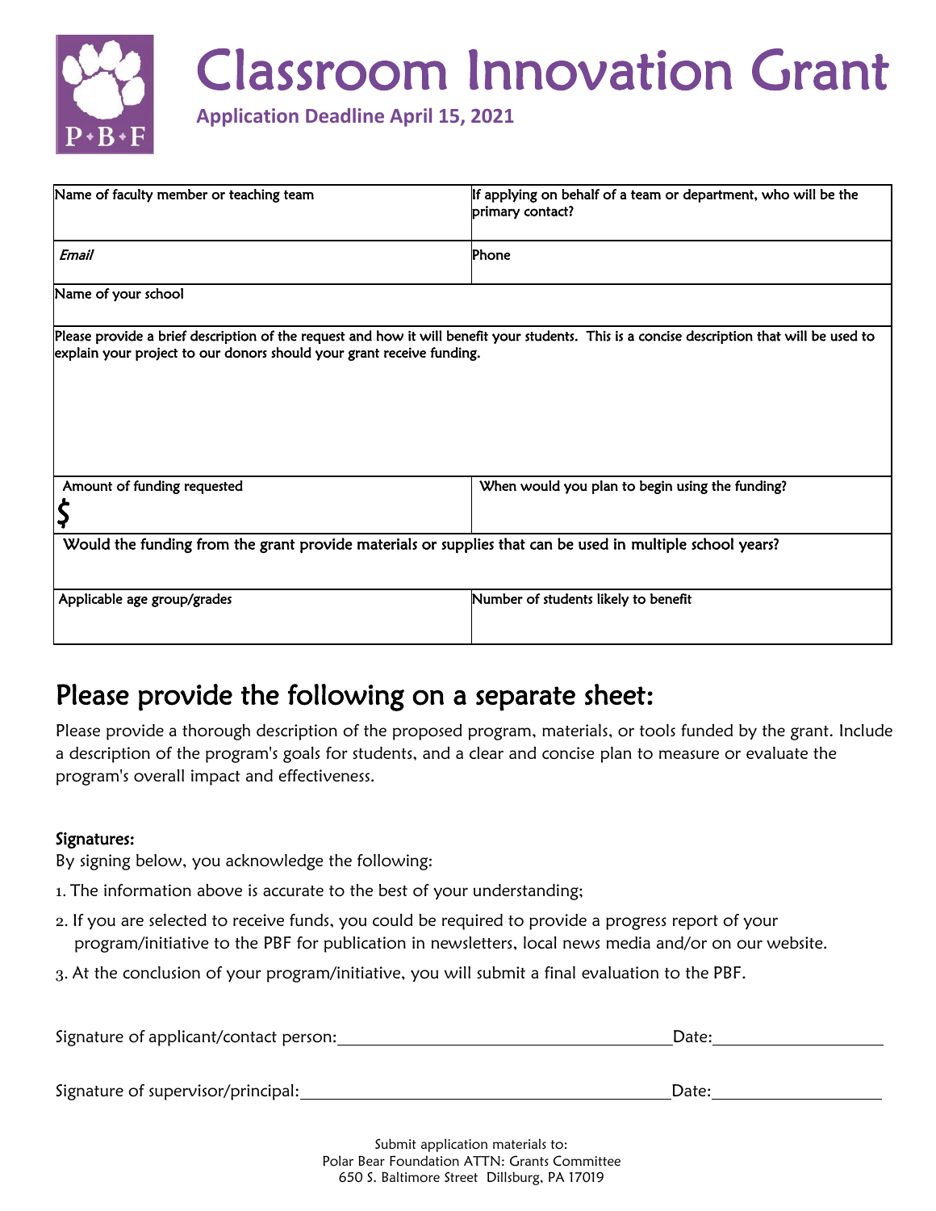# Classroom Innovation Grant

**Application Deadline April 15, 2021**

| | |
|---|---|
| Name of faculty member or teaching team | If applying on behalf of a team or department, who will be the primary contact? |
| *Email* | Phone |
| Name of your school | |
| Please provide a brief description of the request and how it will benefit your students. This is a concise description that will be used to explain your project to our donors should your grant receive funding. | |
| Amount of funding requested<br>$ | When would you plan to begin using the funding? |
| Would the funding from the grant provide materials or supplies that can be used in multiple school years? | |
| Applicable age group/grades | Number of students likely to benefit |

## Please provide the following on a separate sheet:

Please provide a thorough description of the proposed program, materials, or tools funded by the grant. Include a description of the program's goals for students, and a clear and concise plan to measure or evaluate the program's overall impact and effectiveness.

**Signatures:**

By signing below, you acknowledge the following:

1. The information above is accurate to the best of your understanding;
2. If you are selected to receive funds, you could be required to provide a progress report of your program/initiative to the PBF for publication in newsletters, local news media and/or on our website.
3. At the conclusion of your program/initiative, you will submit a final evaluation to the PBF.

Signature of applicant/contact person:______________________ Date:__________

Signature of supervisor/principal:______________________ Date:__________

Submit application materials to:
Polar Bear Foundation ATTN: Grants Committee
650 S. Baltimore Street Dillsburg, PA 17019